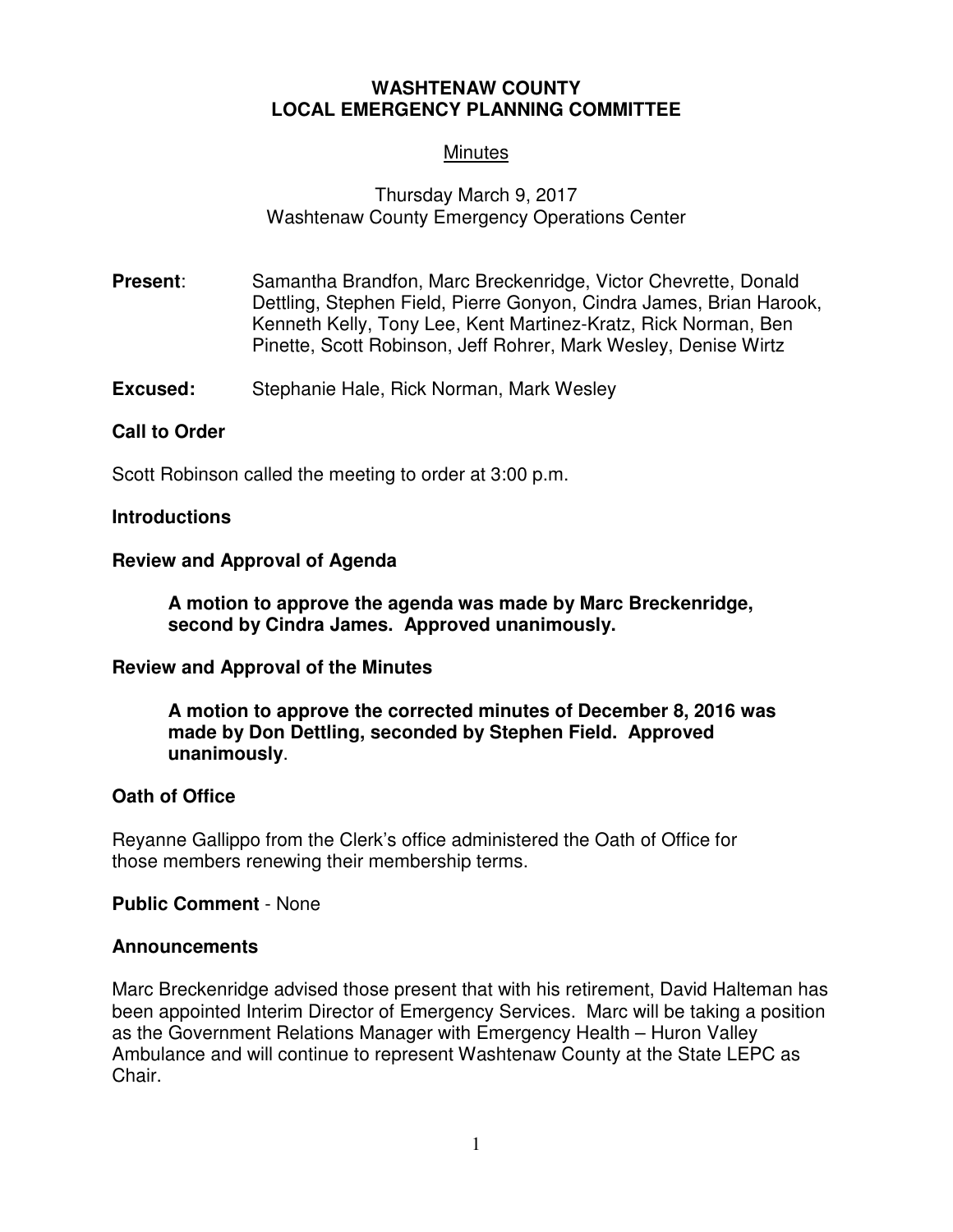# WASHTENAW COUNTY
# LOCAL EMERGENCY PLANNING COMMITTEE

Minutes

Thursday March 9, 2017
Washtenaw County Emergency Operations Center

**Present**: Samantha Brandfon, Marc Breckenridge, Victor Chevrette, Donald Dettling, Stephen Field, Pierre Gonyon, Cindra James, Brian Harook, Kenneth Kelly, Tony Lee, Kent Martinez-Kratz, Rick Norman, Ben Pinette, Scott Robinson, Jeff Rohrer, Mark Wesley, Denise Wirtz

**Excused:** Stephanie Hale, Rick Norman, Mark Wesley

**Call to Order**

Scott Robinson called the meeting to order at 3:00 p.m.

**Introductions**

**Review and Approval of Agenda**

**A motion to approve the agenda was made by Marc Breckenridge, second by Cindra James. Approved unanimously.**

**Review and Approval of the Minutes**

**A motion to approve the corrected minutes of December 8, 2016 was made by Don Dettling, seconded by Stephen Field. Approved unanimously**.

**Oath of Office**

Reyanne Gallippo from the Clerk's office administered the Oath of Office for those members renewing their membership terms.

**Public Comment** - None

**Announcements**

Marc Breckenridge advised those present that with his retirement, David Halteman has been appointed Interim Director of Emergency Services. Marc will be taking a position as the Government Relations Manager with Emergency Health – Huron Valley Ambulance and will continue to represent Washtenaw County at the State LEPC as Chair.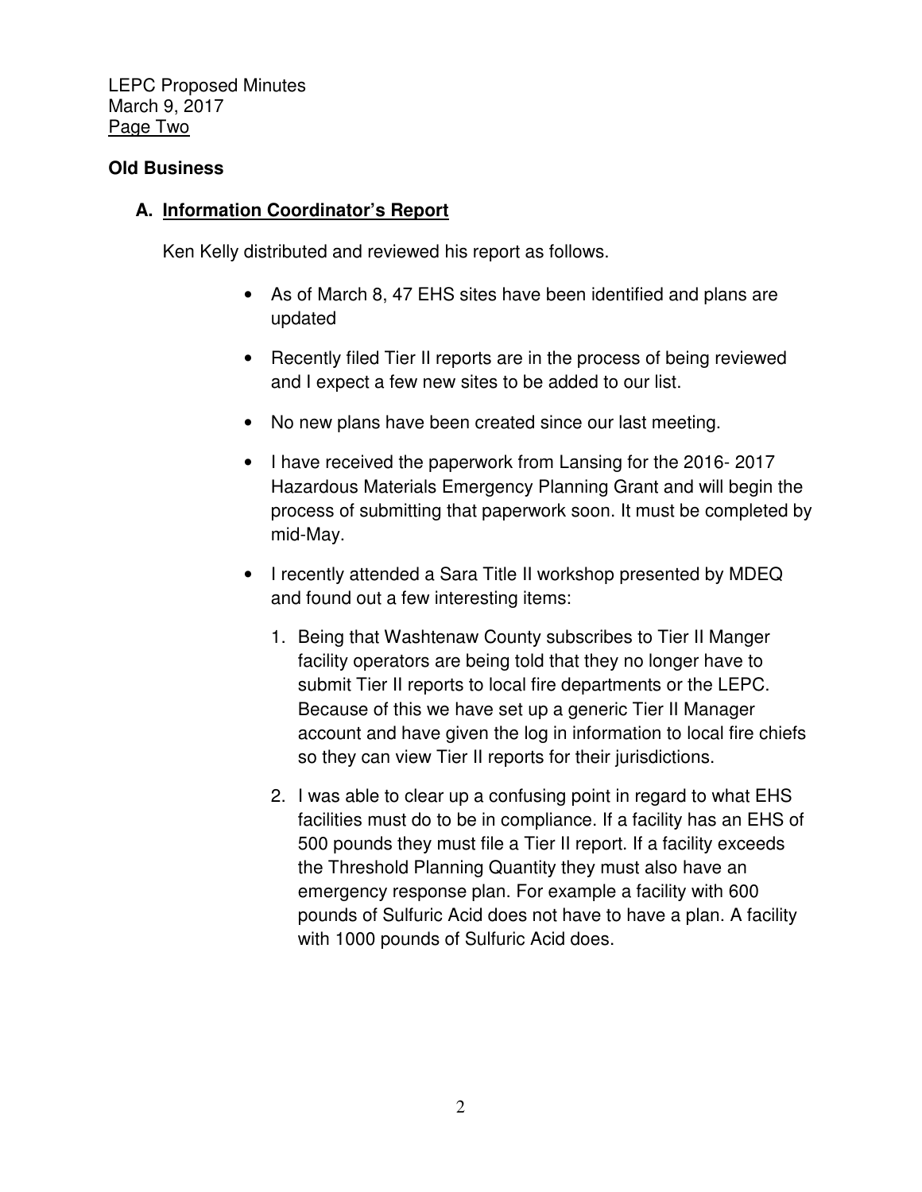## Old Business

### A. Information Coordinator's Report

Ken Kelly distributed and reviewed his report as follows.

- As of March 8, 47 EHS sites have been identified and plans are updated
- Recently filed Tier II reports are in the process of being reviewed and I expect a few new sites to be added to our list.
- No new plans have been created since our last meeting.
- I have received the paperwork from Lansing for the 2016- 2017 Hazardous Materials Emergency Planning Grant and will begin the process of submitting that paperwork soon. It must be completed by mid-May.
- I recently attended a Sara Title II workshop presented by MDEQ and found out a few interesting items:
    1. Being that Washtenaw County subscribes to Tier II Manger facility operators are being told that they no longer have to submit Tier II reports to local fire departments or the LEPC. Because of this we have set up a generic Tier II Manager account and have given the log in information to local fire chiefs so they can view Tier II reports for their jurisdictions.
    2. I was able to clear up a confusing point in regard to what EHS facilities must do to be in compliance. If a facility has an EHS of 500 pounds they must file a Tier II report. If a facility exceeds the Threshold Planning Quantity they must also have an emergency response plan. For example a facility with 600 pounds of Sulfuric Acid does not have to have a plan. A facility with 1000 pounds of Sulfuric Acid does.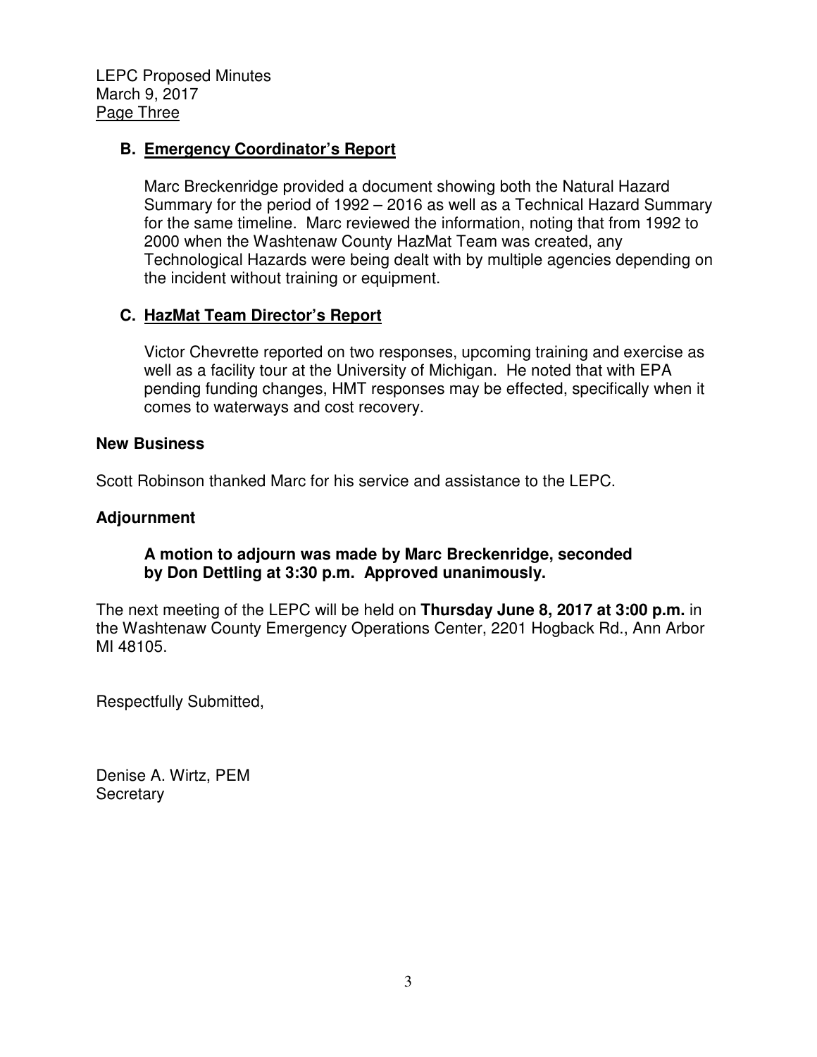### B. Emergency Coordinator's Report

Marc Breckenridge provided a document showing both the Natural Hazard Summary for the period of 1992 – 2016 as well as a Technical Hazard Summary for the same timeline. Marc reviewed the information, noting that from 1992 to 2000 when the Washtenaw County HazMat Team was created, any Technological Hazards were being dealt with by multiple agencies depending on the incident without training or equipment.

### C. HazMat Team Director's Report

Victor Chevrette reported on two responses, upcoming training and exercise as well as a facility tour at the University of Michigan. He noted that with EPA pending funding changes, HMT responses may be effected, specifically when it comes to waterways and cost recovery.

## New Business

Scott Robinson thanked Marc for his service and assistance to the LEPC.

## Adjournment

**A motion to adjourn was made by Marc Breckenridge, seconded by Don Dettling at 3:30 p.m. Approved unanimously.**

The next meeting of the LEPC will be held on **Thursday June 8, 2017 at 3:00 p.m.** in the Washtenaw County Emergency Operations Center, 2201 Hogback Rd., Ann Arbor MI 48105.

Respectfully Submitted,

Denise A. Wirtz, PEM
Secretary